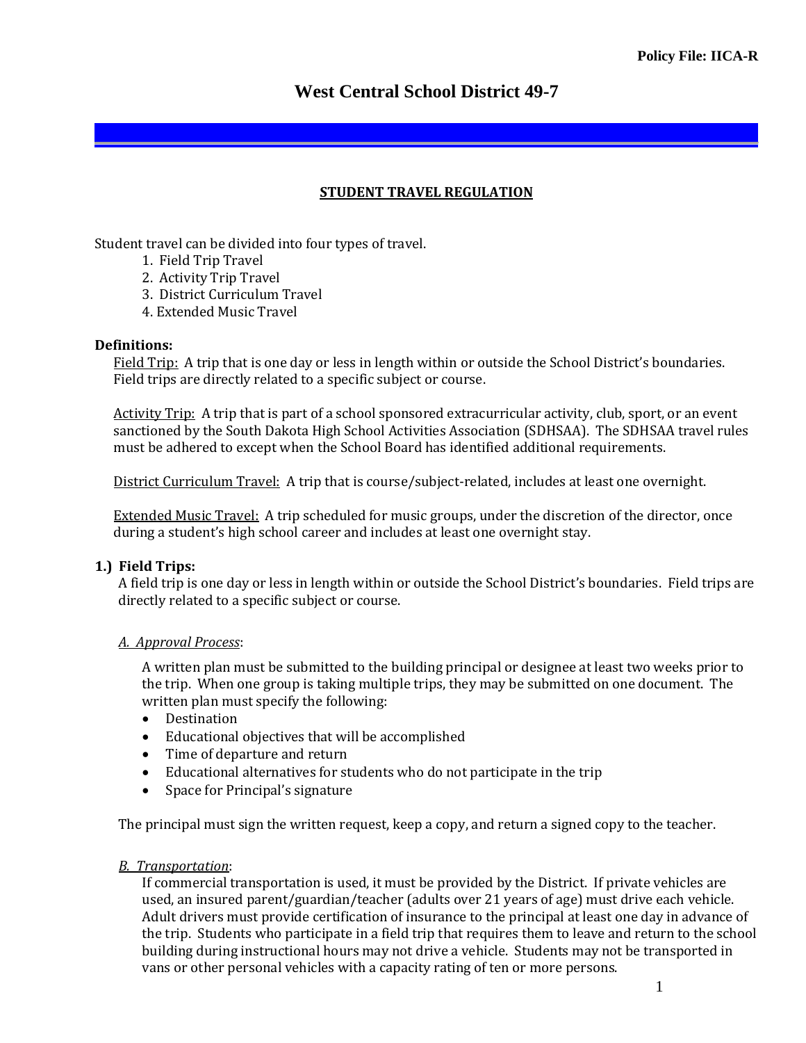Policy File: IICA-R

# West Central School District 49-7

## STUDENT TRAVEL REGULATION

Student travel can be divided into four types of travel.

1. Field Trip Travel
2. Activity Trip Travel
3. District Curriculum Travel
4. Extended Music Travel

**Definitions:**

Field Trip: A trip that is one day or less in length within or outside the School District's boundaries. Field trips are directly related to a specific subject or course.

Activity Trip: A trip that is part of a school sponsored extracurricular activity, club, sport, or an event sanctioned by the South Dakota High School Activities Association (SDHSAA). The SDHSAA travel rules must be adhered to except when the School Board has identified additional requirements.

District Curriculum Travel: A trip that is course/subject-related, includes at least one overnight.

Extended Music Travel: A trip scheduled for music groups, under the discretion of the director, once during a student's high school career and includes at least one overnight stay.

### 1.) Field Trips:

A field trip is one day or less in length within or outside the School District's boundaries. Field trips are directly related to a specific subject or course.

*A. Approval Process*:

A written plan must be submitted to the building principal or designee at least two weeks prior to the trip. When one group is taking multiple trips, they may be submitted on one document. The written plan must specify the following:

- Destination
- Educational objectives that will be accomplished
- Time of departure and return
- Educational alternatives for students who do not participate in the trip
- Space for Principal's signature

The principal must sign the written request, keep a copy, and return a signed copy to the teacher.

*B. Transportation*:

If commercial transportation is used, it must be provided by the District. If private vehicles are used, an insured parent/guardian/teacher (adults over 21 years of age) must drive each vehicle. Adult drivers must provide certification of insurance to the principal at least one day in advance of the trip. Students who participate in a field trip that requires them to leave and return to the school building during instructional hours may not drive a vehicle. Students may not be transported in vans or other personal vehicles with a capacity rating of ten or more persons.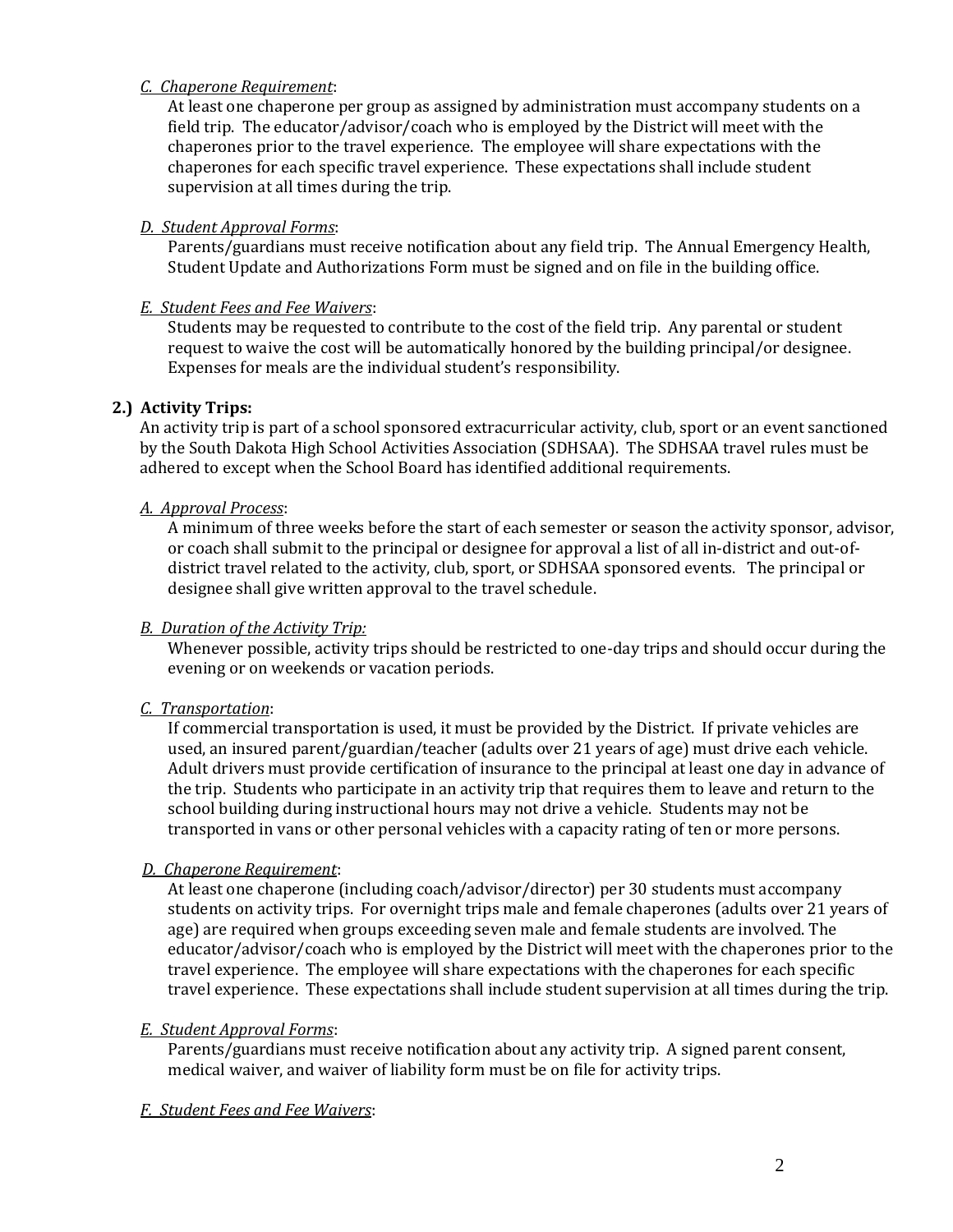*C. Chaperone Requirement*:

At least one chaperone per group as assigned by administration must accompany students on a field trip. The educator/advisor/coach who is employed by the District will meet with the chaperones prior to the travel experience. The employee will share expectations with the chaperones for each specific travel experience. These expectations shall include student supervision at all times during the trip.

*D. Student Approval Forms*:

Parents/guardians must receive notification about any field trip. The Annual Emergency Health, Student Update and Authorizations Form must be signed and on file in the building office.

*E. Student Fees and Fee Waivers*:

Students may be requested to contribute to the cost of the field trip. Any parental or student request to waive the cost will be automatically honored by the building principal/or designee. Expenses for meals are the individual student's responsibility.

**2.) Activity Trips:**

An activity trip is part of a school sponsored extracurricular activity, club, sport or an event sanctioned by the South Dakota High School Activities Association (SDHSAA). The SDHSAA travel rules must be adhered to except when the School Board has identified additional requirements.

*A. Approval Process*:

A minimum of three weeks before the start of each semester or season the activity sponsor, advisor, or coach shall submit to the principal or designee for approval a list of all in-district and out-of-district travel related to the activity, club, sport, or SDHSAA sponsored events. The principal or designee shall give written approval to the travel schedule.

*B. Duration of the Activity Trip:*

Whenever possible, activity trips should be restricted to one-day trips and should occur during the evening or on weekends or vacation periods.

*C. Transportation*:

If commercial transportation is used, it must be provided by the District. If private vehicles are used, an insured parent/guardian/teacher (adults over 21 years of age) must drive each vehicle. Adult drivers must provide certification of insurance to the principal at least one day in advance of the trip. Students who participate in an activity trip that requires them to leave and return to the school building during instructional hours may not drive a vehicle. Students may not be transported in vans or other personal vehicles with a capacity rating of ten or more persons.

*D. Chaperone Requirement*:

At least one chaperone (including coach/advisor/director) per 30 students must accompany students on activity trips. For overnight trips male and female chaperones (adults over 21 years of age) are required when groups exceeding seven male and female students are involved. The educator/advisor/coach who is employed by the District will meet with the chaperones prior to the travel experience. The employee will share expectations with the chaperones for each specific travel experience. These expectations shall include student supervision at all times during the trip.

*E. Student Approval Forms*:

Parents/guardians must receive notification about any activity trip. A signed parent consent, medical waiver, and waiver of liability form must be on file for activity trips.

*F. Student Fees and Fee Waivers*: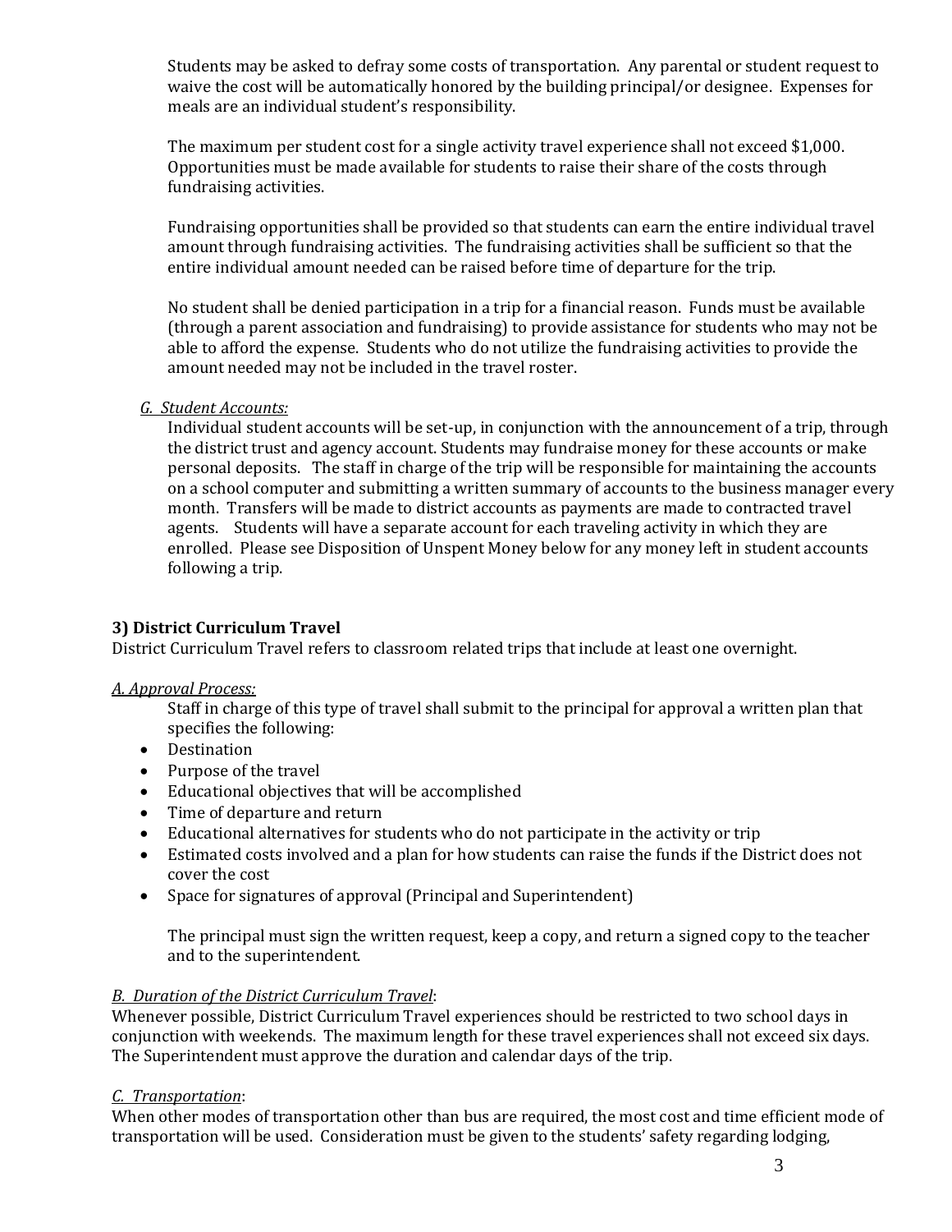Students may be asked to defray some costs of transportation. Any parental or student request to waive the cost will be automatically honored by the building principal/or designee. Expenses for meals are an individual student's responsibility.

The maximum per student cost for a single activity travel experience shall not exceed $1,000. Opportunities must be made available for students to raise their share of the costs through fundraising activities.

Fundraising opportunities shall be provided so that students can earn the entire individual travel amount through fundraising activities. The fundraising activities shall be sufficient so that the entire individual amount needed can be raised before time of departure for the trip.

No student shall be denied participation in a trip for a financial reason. Funds must be available (through a parent association and fundraising) to provide assistance for students who may not be able to afford the expense. Students who do not utilize the fundraising activities to provide the amount needed may not be included in the travel roster.

*G. Student Accounts:*

Individual student accounts will be set-up, in conjunction with the announcement of a trip, through the district trust and agency account. Students may fundraise money for these accounts or make personal deposits. The staff in charge of the trip will be responsible for maintaining the accounts on a school computer and submitting a written summary of accounts to the business manager every month. Transfers will be made to district accounts as payments are made to contracted travel agents. Students will have a separate account for each traveling activity in which they are enrolled. Please see Disposition of Unspent Money below for any money left in student accounts following a trip.

**3) District Curriculum Travel**

District Curriculum Travel refers to classroom related trips that include at least one overnight.

*A. Approval Process:*

Staff in charge of this type of travel shall submit to the principal for approval a written plan that specifies the following:

- Destination
- Purpose of the travel
- Educational objectives that will be accomplished
- Time of departure and return
- Educational alternatives for students who do not participate in the activity or trip
- Estimated costs involved and a plan for how students can raise the funds if the District does not cover the cost
- Space for signatures of approval (Principal and Superintendent)

The principal must sign the written request, keep a copy, and return a signed copy to the teacher and to the superintendent.

*B. Duration of the District Curriculum Travel*:

Whenever possible, District Curriculum Travel experiences should be restricted to two school days in conjunction with weekends. The maximum length for these travel experiences shall not exceed six days. The Superintendent must approve the duration and calendar days of the trip.

*C. Transportation*:

When other modes of transportation other than bus are required, the most cost and time efficient mode of transportation will be used. Consideration must be given to the students' safety regarding lodging,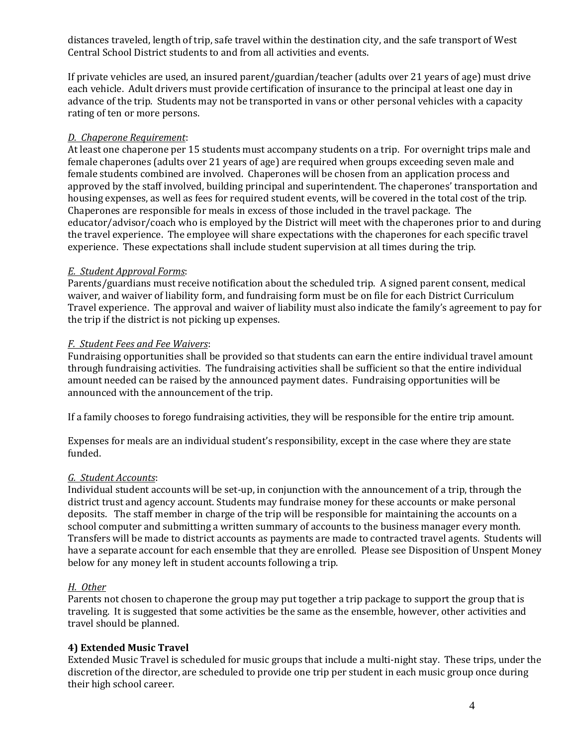distances traveled, length of trip, safe travel within the destination city, and the safe transport of West Central School District students to and from all activities and events.

If private vehicles are used, an insured parent/guardian/teacher (adults over 21 years of age) must drive each vehicle. Adult drivers must provide certification of insurance to the principal at least one day in advance of the trip. Students may not be transported in vans or other personal vehicles with a capacity rating of ten or more persons.

*D. Chaperone Requirement*:

At least one chaperone per 15 students must accompany students on a trip. For overnight trips male and female chaperones (adults over 21 years of age) are required when groups exceeding seven male and female students combined are involved. Chaperones will be chosen from an application process and approved by the staff involved, building principal and superintendent. The chaperones' transportation and housing expenses, as well as fees for required student events, will be covered in the total cost of the trip. Chaperones are responsible for meals in excess of those included in the travel package. The educator/advisor/coach who is employed by the District will meet with the chaperones prior to and during the travel experience. The employee will share expectations with the chaperones for each specific travel experience. These expectations shall include student supervision at all times during the trip.

*E. Student Approval Forms*:

Parents/guardians must receive notification about the scheduled trip. A signed parent consent, medical waiver, and waiver of liability form, and fundraising form must be on file for each District Curriculum Travel experience. The approval and waiver of liability must also indicate the family's agreement to pay for the trip if the district is not picking up expenses.

*F. Student Fees and Fee Waivers*:

Fundraising opportunities shall be provided so that students can earn the entire individual travel amount through fundraising activities. The fundraising activities shall be sufficient so that the entire individual amount needed can be raised by the announced payment dates. Fundraising opportunities will be announced with the announcement of the trip.

If a family chooses to forego fundraising activities, they will be responsible for the entire trip amount.

Expenses for meals are an individual student's responsibility, except in the case where they are state funded.

*G. Student Accounts*:

Individual student accounts will be set-up, in conjunction with the announcement of a trip, through the district trust and agency account. Students may fundraise money for these accounts or make personal deposits. The staff member in charge of the trip will be responsible for maintaining the accounts on a school computer and submitting a written summary of accounts to the business manager every month. Transfers will be made to district accounts as payments are made to contracted travel agents. Students will have a separate account for each ensemble that they are enrolled. Please see Disposition of Unspent Money below for any money left in student accounts following a trip.

*H. Other*

Parents not chosen to chaperone the group may put together a trip package to support the group that is traveling. It is suggested that some activities be the same as the ensemble, however, other activities and travel should be planned.

**4) Extended Music Travel**

Extended Music Travel is scheduled for music groups that include a multi-night stay. These trips, under the discretion of the director, are scheduled to provide one trip per student in each music group once during their high school career.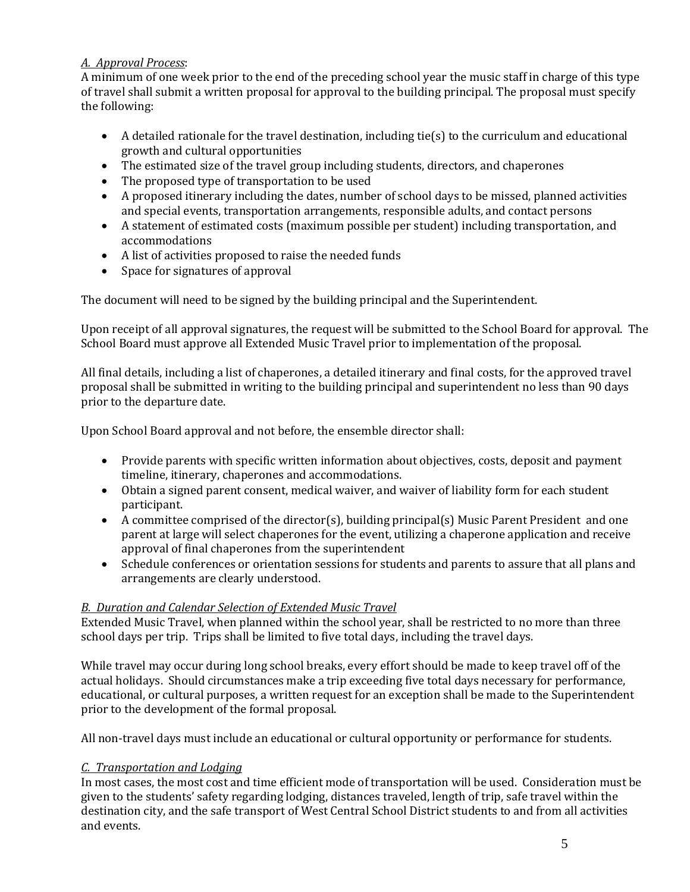*A. Approval Process*:

A minimum of one week prior to the end of the preceding school year the music staff in charge of this type of travel shall submit a written proposal for approval to the building principal. The proposal must specify the following:

- A detailed rationale for the travel destination, including tie(s) to the curriculum and educational growth and cultural opportunities
- The estimated size of the travel group including students, directors, and chaperones
- The proposed type of transportation to be used
- A proposed itinerary including the dates, number of school days to be missed, planned activities and special events, transportation arrangements, responsible adults, and contact persons
- A statement of estimated costs (maximum possible per student) including transportation, and accommodations
- A list of activities proposed to raise the needed funds
- Space for signatures of approval

The document will need to be signed by the building principal and the Superintendent.

Upon receipt of all approval signatures, the request will be submitted to the School Board for approval. The School Board must approve all Extended Music Travel prior to implementation of the proposal.

All final details, including a list of chaperones, a detailed itinerary and final costs, for the approved travel proposal shall be submitted in writing to the building principal and superintendent no less than 90 days prior to the departure date.

Upon School Board approval and not before, the ensemble director shall:

- Provide parents with specific written information about objectives, costs, deposit and payment timeline, itinerary, chaperones and accommodations.
- Obtain a signed parent consent, medical waiver, and waiver of liability form for each student participant.
- A committee comprised of the director(s), building principal(s) Music Parent President and one parent at large will select chaperones for the event, utilizing a chaperone application and receive approval of final chaperones from the superintendent
- Schedule conferences or orientation sessions for students and parents to assure that all plans and arrangements are clearly understood.

*B. Duration and Calendar Selection of Extended Music Travel*

Extended Music Travel, when planned within the school year, shall be restricted to no more than three school days per trip. Trips shall be limited to five total days, including the travel days.

While travel may occur during long school breaks, every effort should be made to keep travel off of the actual holidays. Should circumstances make a trip exceeding five total days necessary for performance, educational, or cultural purposes, a written request for an exception shall be made to the Superintendent prior to the development of the formal proposal.

All non-travel days must include an educational or cultural opportunity or performance for students.

*C. Transportation and Lodging*

In most cases, the most cost and time efficient mode of transportation will be used. Consideration must be given to the students' safety regarding lodging, distances traveled, length of trip, safe travel within the destination city, and the safe transport of West Central School District students to and from all activities and events.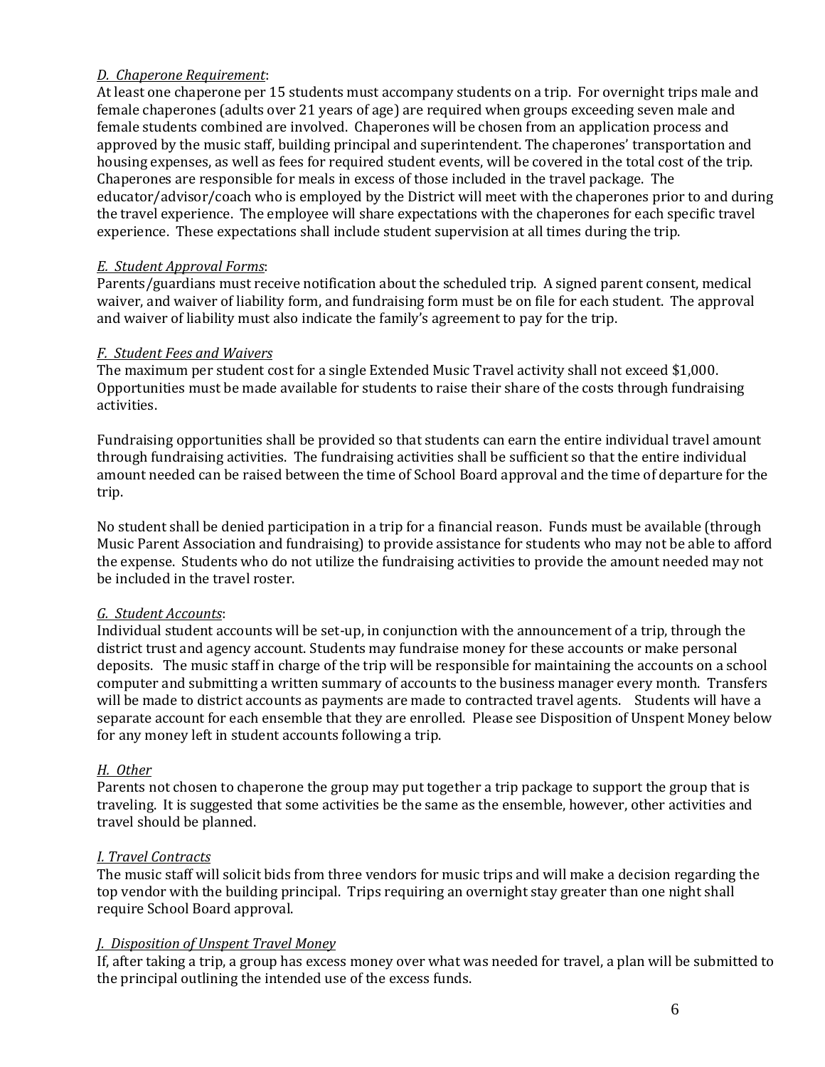*D. Chaperone Requirement*:

At least one chaperone per 15 students must accompany students on a trip. For overnight trips male and female chaperones (adults over 21 years of age) are required when groups exceeding seven male and female students combined are involved. Chaperones will be chosen from an application process and approved by the music staff, building principal and superintendent. The chaperones' transportation and housing expenses, as well as fees for required student events, will be covered in the total cost of the trip. Chaperones are responsible for meals in excess of those included in the travel package. The educator/advisor/coach who is employed by the District will meet with the chaperones prior to and during the travel experience. The employee will share expectations with the chaperones for each specific travel experience. These expectations shall include student supervision at all times during the trip.

*E. Student Approval Forms*:

Parents/guardians must receive notification about the scheduled trip. A signed parent consent, medical waiver, and waiver of liability form, and fundraising form must be on file for each student. The approval and waiver of liability must also indicate the family's agreement to pay for the trip.

*F. Student Fees and Waivers*

The maximum per student cost for a single Extended Music Travel activity shall not exceed $1,000. Opportunities must be made available for students to raise their share of the costs through fundraising activities.

Fundraising opportunities shall be provided so that students can earn the entire individual travel amount through fundraising activities. The fundraising activities shall be sufficient so that the entire individual amount needed can be raised between the time of School Board approval and the time of departure for the trip.

No student shall be denied participation in a trip for a financial reason. Funds must be available (through Music Parent Association and fundraising) to provide assistance for students who may not be able to afford the expense. Students who do not utilize the fundraising activities to provide the amount needed may not be included in the travel roster.

*G. Student Accounts*:

Individual student accounts will be set-up, in conjunction with the announcement of a trip, through the district trust and agency account. Students may fundraise money for these accounts or make personal deposits. The music staff in charge of the trip will be responsible for maintaining the accounts on a school computer and submitting a written summary of accounts to the business manager every month. Transfers will be made to district accounts as payments are made to contracted travel agents. Students will have a separate account for each ensemble that they are enrolled. Please see Disposition of Unspent Money below for any money left in student accounts following a trip.

*H. Other*

Parents not chosen to chaperone the group may put together a trip package to support the group that is traveling. It is suggested that some activities be the same as the ensemble, however, other activities and travel should be planned.

*I. Travel Contracts*

The music staff will solicit bids from three vendors for music trips and will make a decision regarding the top vendor with the building principal. Trips requiring an overnight stay greater than one night shall require School Board approval.

*J. Disposition of Unspent Travel Money*

If, after taking a trip, a group has excess money over what was needed for travel, a plan will be submitted to the principal outlining the intended use of the excess funds.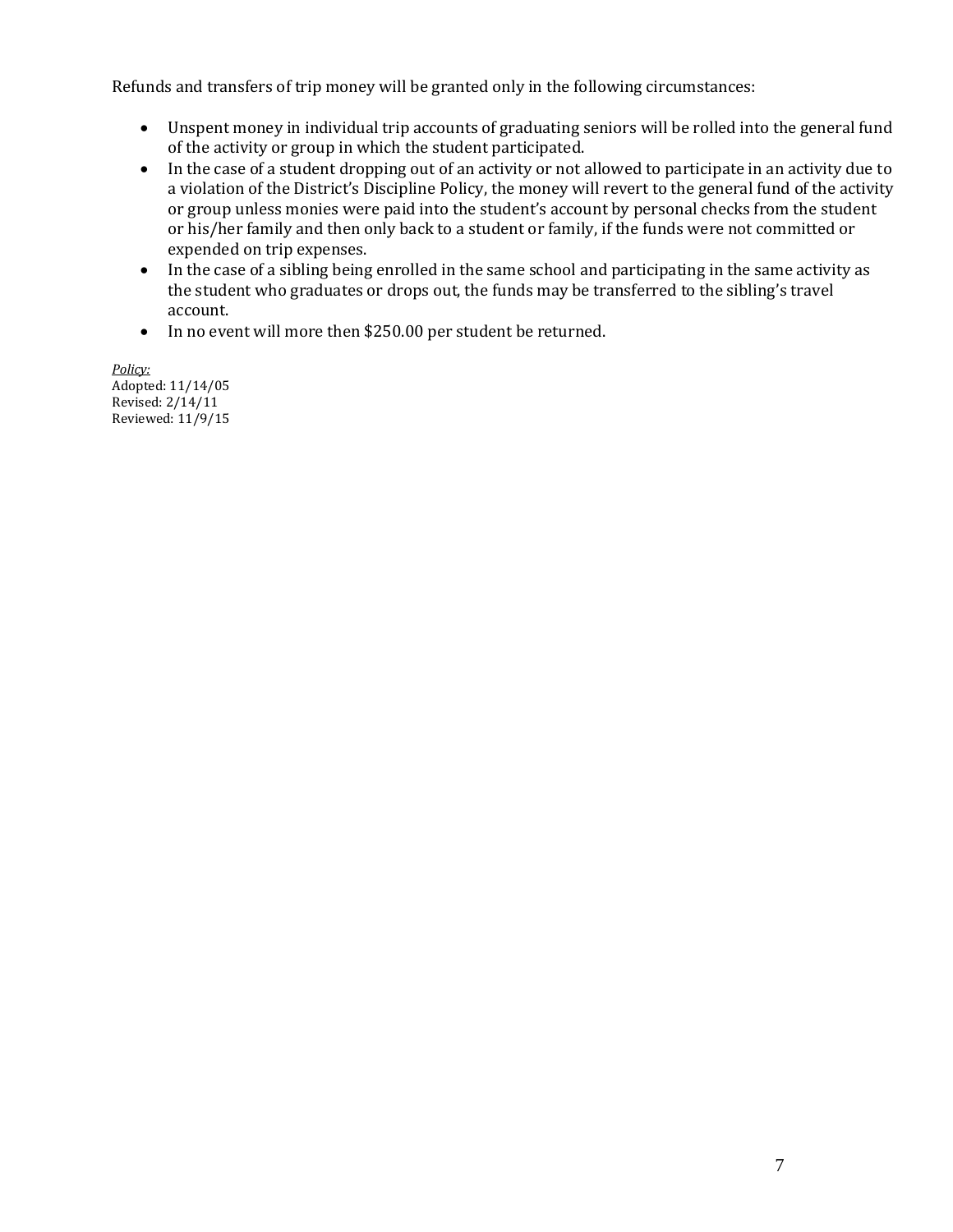Refunds and transfers of trip money will be granted only in the following circumstances:

- Unspent money in individual trip accounts of graduating seniors will be rolled into the general fund of the activity or group in which the student participated.
- In the case of a student dropping out of an activity or not allowed to participate in an activity due to a violation of the District's Discipline Policy, the money will revert to the general fund of the activity or group unless monies were paid into the student's account by personal checks from the student or his/her family and then only back to a student or family, if the funds were not committed or expended on trip expenses.
- In the case of a sibling being enrolled in the same school and participating in the same activity as the student who graduates or drops out, the funds may be transferred to the sibling's travel account.
- In no event will more then $250.00 per student be returned.

*Policy:*
Adopted: 11/14/05
Revised: 2/14/11
Reviewed: 11/9/15